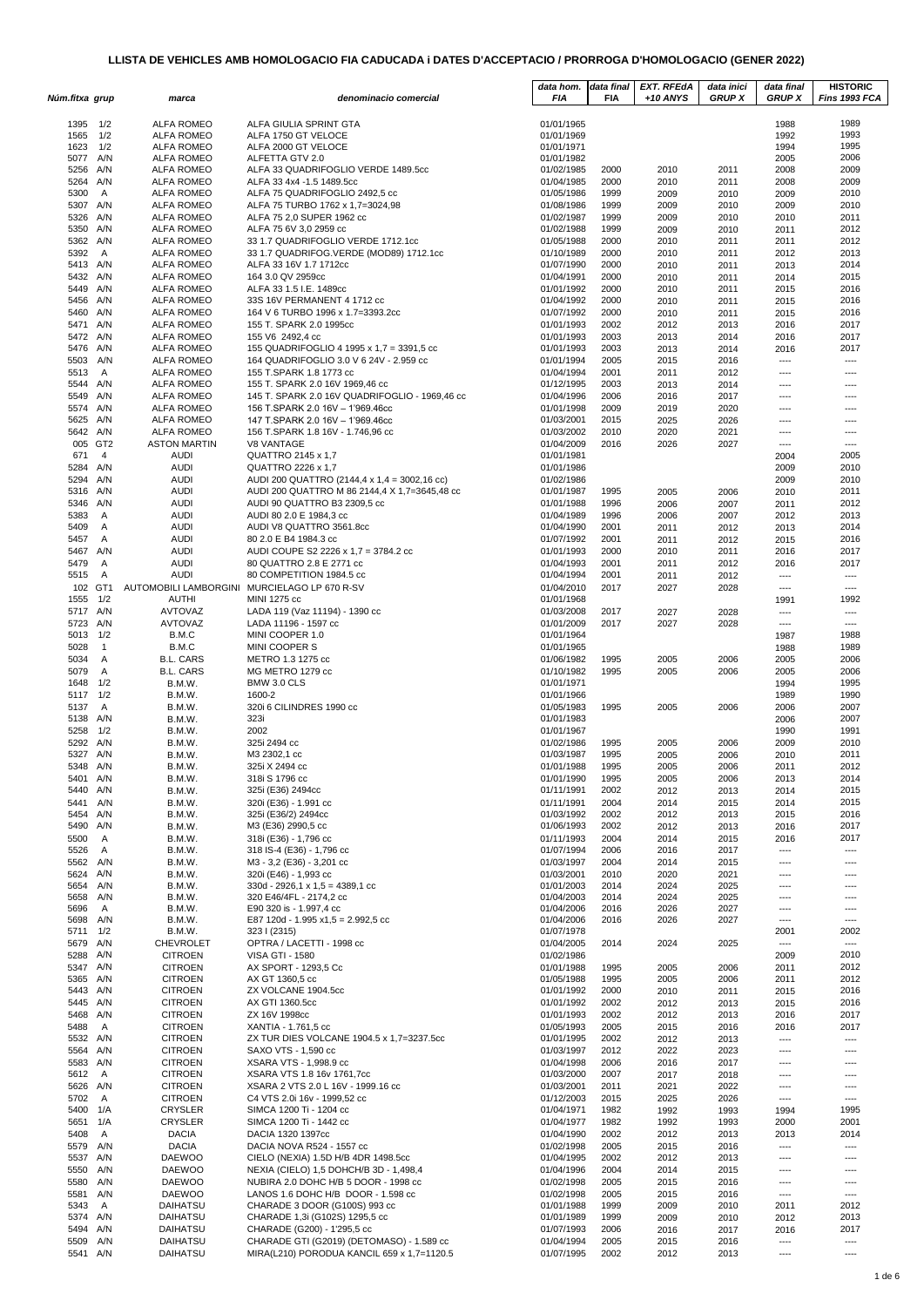# LLISTA DE VEHICLES AMB HOMOLOGACIO FIA CADUCADA i DATES D'ACCEPTACIO / PRORROGA D'HOMOLOGACIO (GENER 2022)

| Núm.fitxa | grup | marca | denominacio comercial | data hom. FIA | data final FIA | EXT. RFEdA +10 ANYS | data inici GRUP X | data final GRUP X | HISTORIC Fins 1993 FCA |
|---|---|---|---|---|---|---|---|---|---|
| 1395 | 1/2 | ALFA ROMEO | ALFA GIULIA SPRINT GTA | 01/01/1965 | | | | 1988 | 1989 |
| 1565 | 1/2 | ALFA ROMEO | ALFA 1750 GT VELOCE | 01/01/1969 | | | | 1992 | 1993 |
| 1623 | 1/2 | ALFA ROMEO | ALFA 2000 GT VELOCE | 01/01/1971 | | | | 1994 | 1995 |
| 5077 | A/N | ALFA ROMEO | ALFETTA GTV 2.0 | 01/01/1982 | | | | 2005 | 2006 |
| 5256 | A/N | ALFA ROMEO | ALFA 33 QUADRIFOGLIO VERDE 1489.5cc | 01/02/1985 | 2000 | 2010 | 2011 | 2008 | 2009 |
| 5264 | A/N | ALFA ROMEO | ALFA 33 4x4 -1.5 1489.5cc | 01/04/1985 | 2000 | 2010 | 2011 | 2008 | 2009 |
| 5300 | A | ALFA ROMEO | ALFA 75 QUADRIFOGLIO 2492,5 cc | 01/05/1986 | 1999 | 2009 | 2010 | 2009 | 2010 |
| 5307 | A/N | ALFA ROMEO | ALFA 75 TURBO 1762 x 1,7=3024,98 | 01/08/1986 | 1999 | 2009 | 2010 | 2009 | 2010 |
| 5326 | A/N | ALFA ROMEO | ALFA 75 2,0 SUPER 1962 cc | 01/02/1987 | 1999 | 2009 | 2010 | 2010 | 2011 |
| 5350 | A/N | ALFA ROMEO | ALFA 75 6V 3,0 2959 cc | 01/02/1988 | 1999 | 2009 | 2010 | 2011 | 2012 |
| 5362 | A/N | ALFA ROMEO | 33 1.7 QUADRIFOGLIO VERDE 1712.1cc | 01/05/1988 | 2000 | 2010 | 2011 | 2011 | 2012 |
| 5392 | A | ALFA ROMEO | 33 1.7 QUADRIFOG.VERDE (MOD89) 1712.1cc | 01/10/1989 | 2000 | 2010 | 2011 | 2012 | 2013 |
| 5413 | A/N | ALFA ROMEO | ALFA 33 16V 1.7 1712cc | 01/07/1990 | 2000 | 2010 | 2011 | 2013 | 2014 |
| 5432 | A/N | ALFA ROMEO | 164 3.0 QV 2959cc | 01/04/1991 | 2000 | 2010 | 2011 | 2014 | 2015 |
| 5449 | A/N | ALFA ROMEO | ALFA 33 1.5 I.E. 1489cc | 01/01/1992 | 2000 | 2010 | 2011 | 2015 | 2016 |
| 5456 | A/N | ALFA ROMEO | 33S 16V PERMANENT 4 1712 cc | 01/04/1992 | 2000 | 2010 | 2011 | 2015 | 2016 |
| 5460 | A/N | ALFA ROMEO | 164 V 6 TURBO 1996 x 1.7=3393.2cc | 01/07/1992 | 2000 | 2010 | 2011 | 2015 | 2016 |
| 5471 | A/N | ALFA ROMEO | 155 T. SPARK 2.0 1995cc | 01/01/1993 | 2002 | 2012 | 2013 | 2016 | 2017 |
| 5472 | A/N | ALFA ROMEO | 155 V6 2492,4 cc | 01/01/1993 | 2003 | 2013 | 2014 | 2016 | 2017 |
| 5476 | A/N | ALFA ROMEO | 155 QUADRIFOGLIO 4 1995 x 1,7 = 3391,5 cc | 01/01/1993 | 2003 | 2013 | 2014 | 2016 | 2017 |
| 5503 | A/N | ALFA ROMEO | 164 QUADRIFOGLIO 3.0 V 6 24V - 2.959 cc | 01/01/1994 | 2005 | 2015 | 2016 | ---- | ---- |
| 5513 | A | ALFA ROMEO | 155 T.SPARK 1.8 1773 cc | 01/04/1994 | 2001 | 2011 | 2012 | ---- | ---- |
| 5544 | A/N | ALFA ROMEO | 155 T. SPARK 2.0 16V 1969,46 cc | 01/12/1995 | 2003 | 2013 | 2014 | ---- | ---- |
| 5549 | A/N | ALFA ROMEO | 145 T. SPARK 2.0 16V QUADRIFOGLIO - 1969,46 cc | 01/04/1996 | 2006 | 2016 | 2017 | ---- | ---- |
| 5574 | A/N | ALFA ROMEO | 156 T.SPARK 2.0 16V – 1'969.46cc | 01/01/1998 | 2009 | 2019 | 2020 | ---- | ---- |
| 5625 | A/N | ALFA ROMEO | 147 T.SPARK 2.0 16V – 1'969.46cc | 01/03/2001 | 2015 | 2025 | 2026 | ---- | ---- |
| 5642 | A/N | ALFA ROMEO | 156 T.SPARK 1.8 16V - 1.746,96 cc | 01/03/2002 | 2010 | 2020 | 2021 | ---- | ---- |
| 005 | GT2 | ASTON MARTIN | V8 VANTAGE | 01/04/2009 | 2016 | 2026 | 2027 | ---- | ---- |
| 671 | 4 | AUDI | QUATTRO 2145 x 1,7 | 01/01/1981 | | | | 2004 | 2005 |
| 5284 | A/N | AUDI | QUATTRO 2226 x 1,7 | 01/01/1986 | | | | 2009 | 2010 |
| 5294 | A/N | AUDI | AUDI 200 QUATTRO (2144,4 x 1,4 = 3002,16 cc) | 01/02/1986 | | | | 2009 | 2010 |
| 5316 | A/N | AUDI | AUDI 200 QUATTRO M 86 2144,4 X 1,7=3645,48 cc | 01/01/1987 | 1995 | 2005 | 2006 | 2010 | 2011 |
| 5346 | A/N | AUDI | AUDI 90 QUATTRO B3 2309,5 cc | 01/01/1988 | 1996 | 2006 | 2007 | 2011 | 2012 |
| 5383 | A | AUDI | AUDI 80 2.0 E 1984,3 cc | 01/04/1989 | 1996 | 2006 | 2007 | 2012 | 2013 |
| 5409 | A | AUDI | AUDI V8 QUATTRO 3561.8cc | 01/04/1990 | 2001 | 2011 | 2012 | 2013 | 2014 |
| 5457 | A | AUDI | 80 2.0 E B4 1984.3 cc | 01/07/1992 | 2001 | 2011 | 2012 | 2015 | 2016 |
| 5467 | A/N | AUDI | AUDI COUPE S2 2226 x 1,7 = 3784.2 cc | 01/01/1993 | 2000 | 2010 | 2011 | 2016 | 2017 |
| 5479 | A | AUDI | 80 QUATTRO 2.8 E 2771 cc | 01/04/1993 | 2001 | 2011 | 2012 | 2016 | 2017 |
| 5515 | A | AUDI | 80 COMPETITION 1984.5 cc | 01/04/1994 | 2001 | 2011 | 2012 | ---- | ---- |
| 102 | GT1 | AUTOMOBILI LAMBORGINI | MURCIELAGO LP 670 R-SV | 01/04/2010 | 2017 | 2027 | 2028 | ---- | ---- |
| 1555 | 1/2 | AUTHI | MINI 1275 cc | 01/01/1968 | | | | 1991 | 1992 |
| 5717 | A/N | AVTOVAZ | LADA 119 (Vaz 11194) - 1390 cc | 01/03/2008 | 2017 | 2027 | 2028 | ---- | ---- |
| 5723 | A/N | AVTOVAZ | LADA 11196 - 1597 cc | 01/01/2009 | 2017 | 2027 | 2028 | ---- | ---- |
| 5013 | 1/2 | B.M.C | MINI COOPER 1.0 | 01/01/1964 | | | | 1987 | 1988 |
| 5028 | 1 | B.M.C | MINI COOPER S | 01/01/1965 | | | | 1988 | 1989 |
| 5034 | A | B.L. CARS | METRO 1.3 1275 cc | 01/06/1982 | 1995 | 2005 | 2006 | 2005 | 2006 |
| 5079 | A | B.L. CARS | MG METRO 1279 cc | 01/10/1982 | 1995 | 2005 | 2006 | 2005 | 2006 |
| 1648 | 1/2 | B.M.W. | BMW 3.0 CLS | 01/01/1971 | | | | 1994 | 1995 |
| 5117 | 1/2 | B.M.W. | 1600-2 | 01/01/1966 | | | | 1989 | 1990 |
| 5137 | A | B.M.W. | 320i 6 CILINDRES 1990 cc | 01/05/1983 | 1995 | 2005 | 2006 | 2006 | 2007 |
| 5138 | A/N | B.M.W. | 323i | 01/01/1983 | | | | 2006 | 2007 |
| 5258 | 1/2 | B.M.W. | 2002 | 01/01/1967 | | | | 1990 | 1991 |
| 5292 | A/N | B.M.W. | 325i 2494 cc | 01/02/1986 | 1995 | 2005 | 2006 | 2009 | 2010 |
| 5327 | A/N | B.M.W. | M3 2302,1 cc | 01/03/1987 | 1995 | 2005 | 2006 | 2010 | 2011 |
| 5348 | A/N | B.M.W. | 325i X 2494 cc | 01/01/1988 | 1995 | 2005 | 2006 | 2011 | 2012 |
| 5401 | A/N | B.M.W. | 318i S 1796 cc | 01/01/1990 | 1995 | 2005 | 2006 | 2013 | 2014 |
| 5440 | A/N | B.M.W. | 325i (E36) 2494cc | 01/11/1991 | 2002 | 2012 | 2013 | 2014 | 2015 |
| 5441 | A/N | B.M.W. | 320i (E36) - 1.991 cc | 01/11/1991 | 2004 | 2014 | 2015 | 2014 | 2015 |
| 5454 | A/N | B.M.W. | 325i (E36/2) 2494cc | 01/03/1992 | 2002 | 2012 | 2013 | 2015 | 2016 |
| 5490 | A/N | B.M.W. | M3 (E36) 2990,5 cc | 01/06/1993 | 2002 | 2012 | 2013 | 2016 | 2017 |
| 5500 | A | B.M.W. | 318i (E36) - 1,796 cc | 01/11/1993 | 2004 | 2014 | 2015 | 2016 | 2017 |
| 5526 | A | B.M.W. | 318 IS-4 (E36) - 1,796 cc | 01/07/1994 | 2006 | 2016 | 2017 | ---- | ---- |
| 5562 | A/N | B.M.W. | M3 - 3,2 (E36) - 3,201 cc | 01/03/1997 | 2004 | 2014 | 2015 | ---- | ---- |
| 5624 | A/N | B.M.W. | 320i (E46) - 1,993 cc | 01/03/2001 | 2010 | 2020 | 2021 | ---- | ---- |
| 5654 | A/N | B.M.W. | 330d - 2926,1 x 1,5 = 4389,1 cc | 01/01/2003 | 2014 | 2024 | 2025 | ---- | ---- |
| 5658 | A/N | B.M.W. | 320 E46/4FL - 2174,2 cc | 01/04/2003 | 2014 | 2024 | 2025 | ---- | ---- |
| 5696 | A | B.M.W. | E90 320 is - 1.997,4 cc | 01/04/2006 | 2016 | 2026 | 2027 | ---- | ---- |
| 5698 | A/N | B.M.W. | E87 120d - 1.995 x1,5 = 2.992,5 cc | 01/04/2006 | 2016 | 2026 | 2027 | ---- | ---- |
| 5711 | 1/2 | B.M.W. | 323 I (2315) | 01/07/1978 | | | | 2001 | 2002 |
| 5679 | A/N | CHEVROLET | OPTRA / LACETTI - 1998 cc | 01/04/2005 | 2014 | 2024 | 2025 | ---- | ---- |
| 5288 | A/N | CITROEN | VISA GTI - 1580 | 01/02/1986 | | | | 2009 | 2010 |
| 5347 | A/N | CITROEN | AX SPORT - 1293,5 Cc | 01/01/1988 | 1995 | 2005 | 2006 | 2011 | 2012 |
| 5365 | A/N | CITROEN | AX GT 1360,5 cc | 01/05/1988 | 1995 | 2005 | 2006 | 2011 | 2012 |
| 5443 | A/N | CITROEN | ZX VOLCANE 1904.5cc | 01/01/1992 | 2000 | 2010 | 2011 | 2015 | 2016 |
| 5445 | A/N | CITROEN | AX GTI 1360.5cc | 01/01/1992 | 2002 | 2012 | 2013 | 2015 | 2016 |
| 5468 | A/N | CITROEN | ZX 16V 1998cc | 01/01/1993 | 2002 | 2012 | 2013 | 2016 | 2017 |
| 5488 | A | CITROEN | XANTIA - 1.761,5 cc | 01/05/1993 | 2005 | 2015 | 2016 | 2016 | 2017 |
| 5532 | A/N | CITROEN | ZX TUR DIES VOLCANE 1904.5 x 1,7=3237.5cc | 01/01/1995 | 2002 | 2012 | 2013 | ---- | ---- |
| 5564 | A/N | CITROEN | SAXO VTS - 1,590 cc | 01/03/1997 | 2012 | 2022 | 2023 | ---- | ---- |
| 5583 | A/N | CITROEN | XSARA VTS - 1,998.9 cc | 01/04/1998 | 2006 | 2016 | 2017 | ---- | ---- |
| 5612 | A | CITROEN | XSARA VTS 1.8 16v 1761,7cc | 01/03/2000 | 2007 | 2017 | 2018 | ---- | ---- |
| 5626 | A/N | CITROEN | XSARA 2 VTS 2.0 L 16V - 1999.16 cc | 01/03/2001 | 2011 | 2021 | 2022 | ---- | ---- |
| 5702 | A | CITROEN | C4 VTS 2.0i 16v - 1999,52 cc | 01/12/2003 | 2015 | 2025 | 2026 | ---- | ---- |
| 5400 | 1/A | CRYSLER | SIMCA 1200 Ti - 1204 cc | 01/04/1971 | 1982 | 1992 | 1993 | 1994 | 1995 |
| 5651 | 1/A | CRYSLER | SIMCA 1200 Ti - 1442 cc | 01/04/1977 | 1982 | 1992 | 1993 | 2000 | 2001 |
| 5408 | A | DACIA | DACIA 1320 1397cc | 01/04/1990 | 2002 | 2012 | 2013 | 2013 | 2014 |
| 5579 | A/N | DACIA | DACIA NOVA R524 - 1557 cc | 01/02/1998 | 2005 | 2015 | 2016 | ---- | ---- |
| 5537 | A/N | DAEWOO | CIELO (NEXIA) 1.5D H/B 4DR 1498.5cc | 01/04/1995 | 2002 | 2012 | 2013 | ---- | ---- |
| 5550 | A/N | DAEWOO | NEXIA (CIELO) 1,5 DOHCH/B 3D - 1,498,4 | 01/04/1996 | 2004 | 2014 | 2015 | ---- | ---- |
| 5580 | A/N | DAEWOO | NUBIRA 2.0 DOHC H/B 5 DOOR - 1998 cc | 01/02/1998 | 2005 | 2015 | 2016 | ---- | ---- |
| 5581 | A/N | DAEWOO | LANOS 1.6 DOHC H/B DOOR - 1.598 cc | 01/02/1998 | 2005 | 2015 | 2016 | ---- | ---- |
| 5343 | A | DAIHATSU | CHARADE 3 DOOR (G100S) 993 cc | 01/01/1988 | 1999 | 2009 | 2010 | 2011 | 2012 |
| 5374 | A/N | DAIHATSU | CHARADE 1,3i (G102S) 1295,5 cc | 01/01/1989 | 1999 | 2009 | 2010 | 2012 | 2013 |
| 5494 | A/N | DAIHATSU | CHARADE (G200) - 1'295,5 cc | 01/07/1993 | 2006 | 2016 | 2017 | 2016 | 2017 |
| 5509 | A/N | DAIHATSU | CHARADE GTI (G2019) (DETOMASO) - 1.589 cc | 01/04/1994 | 2005 | 2015 | 2016 | ---- | ---- |
| 5541 | A/N | DAIHATSU | MIRA(L210) PORODUA KANCIL 659 x 1,7=1120.5 | 01/07/1995 | 2002 | 2012 | 2013 | ---- | ---- |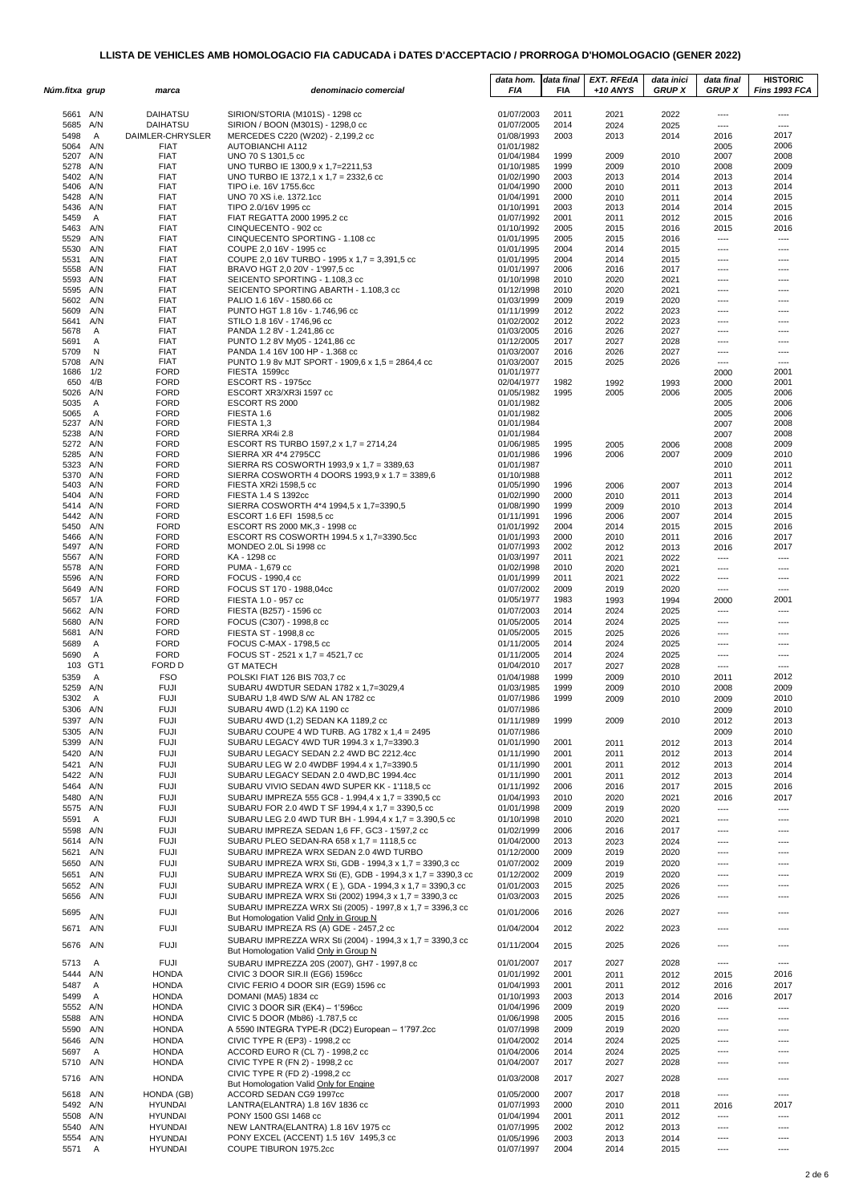# LLISTA DE VEHICLES AMB HOMOLOGACIO FIA CADUCADA i DATES D'ACCEPTACIO / PRORROGA D'HOMOLOGACIO (GENER 2022)

| Núm.fitxa | grup | marca | denominacio comercial | data hom. FIA | data final FIA | EXT. RFEdA +10 ANYS | data inici GRUP X | data final GRUP X | HISTORIC Fins 1993 FCA |
|---|---|---|---|---|---|---|---|---|---|
| 5661 | A/N | DAIHATSU | SIRION/STORIA (M101S) - 1298 cc | 01/07/2003 | 2011 | 2021 | 2022 | ---- | ---- |
| 5685 | A/N | DAIHATSU | SIRION / BOON (M301S) - 1298,0 cc | 01/07/2005 | 2014 | 2024 | 2025 | ---- | ---- |
| 5498 | A | DAIMLER-CHRYSLER | MERCEDES C220 (W202) - 2,199,2 cc | 01/08/1993 | 2003 | 2013 | 2014 | 2016 | 2017 |
| 5064 | A/N | FIAT | AUTOBIANCHI A112 | 01/01/1982 | | | | 2005 | 2006 |
| 5207 | A/N | FIAT | UNO 70 S 1301,5 cc | 01/04/1984 | 1999 | 2009 | 2010 | 2007 | 2008 |
| 5278 | A/N | FIAT | UNO TURBO IE 1300,9 x 1,7=2211,53 | 01/10/1985 | 1999 | 2009 | 2010 | 2008 | 2009 |
| 5402 | A/N | FIAT | UNO TURBO IE 1372,1 x 1,7 = 2332,6 cc | 01/02/1990 | 2003 | 2013 | 2014 | 2013 | 2014 |
| 5406 | A/N | FIAT | TIPO i.e. 16V 1755.6cc | 01/04/1990 | 2000 | 2010 | 2011 | 2013 | 2014 |
| 5428 | A/N | FIAT | UNO 70 XS i.e. 1372.1cc | 01/04/1991 | 2000 | 2010 | 2011 | 2014 | 2015 |
| 5436 | A/N | FIAT | TIPO 2.0/16V 1995 cc | 01/10/1991 | 2003 | 2013 | 2014 | 2014 | 2015 |
| 5459 | A | FIAT | FIAT REGATTA 2000 1995.2 cc | 01/07/1992 | 2001 | 2011 | 2012 | 2015 | 2016 |
| 5463 | A/N | FIAT | CINQUECENTO - 902 cc | 01/10/1992 | 2005 | 2015 | 2016 | 2015 | 2016 |
| 5529 | A/N | FIAT | CINQUECENTO SPORTING - 1.108 cc | 01/01/1995 | 2005 | 2015 | 2016 | ---- | ---- |
| 5530 | A/N | FIAT | COUPE 2,0 16V - 1995 cc | 01/01/1995 | 2004 | 2014 | 2015 | ---- | ---- |
| 5531 | A/N | FIAT | COUPE 2,0 16V TURBO - 1995 x 1,7 = 3,391,5 cc | 01/01/1995 | 2004 | 2014 | 2015 | ---- | ---- |
| 5558 | A/N | FIAT | BRAVO HGT 2,0 20V - 1'997,5 cc | 01/01/1997 | 2006 | 2016 | 2017 | ---- | ---- |
| 5593 | A/N | FIAT | SEICENTO SPORTING - 1.108,3 cc | 01/10/1998 | 2010 | 2020 | 2021 | ---- | ---- |
| 5595 | A/N | FIAT | SEICENTO SPORTING ABARTH - 1.108,3 cc | 01/12/1998 | 2010 | 2020 | 2021 | ---- | ---- |
| 5602 | A/N | FIAT | PALIO 1.6 16V - 1580.66 cc | 01/03/1999 | 2009 | 2019 | 2020 | ---- | ---- |
| 5609 | A/N | FIAT | PUNTO HGT 1.8 16v - 1.746,96 cc | 01/11/1999 | 2012 | 2022 | 2023 | ---- | ---- |
| 5641 | A/N | FIAT | STILO 1.8 16V - 1746,96 cc | 01/02/2002 | 2012 | 2022 | 2023 | ---- | ---- |
| 5678 | A | FIAT | PANDA 1.2 8V - 1.241,86 cc | 01/03/2005 | 2016 | 2026 | 2027 | ---- | ---- |
| 5691 | A | FIAT | PUNTO 1.2 8V My05 - 1241,86 cc | 01/12/2005 | 2017 | 2027 | 2028 | ---- | ---- |
| 5709 | N | FIAT | PANDA 1.4 16V 100 HP - 1.368 cc | 01/03/2007 | 2016 | 2026 | 2027 | ---- | ---- |
| 5708 | A/N | FIAT | PUNTO 1.9 8v MJT SPORT - 1909,6 x 1,5 = 2864,4 cc | 01/03/2007 | 2015 | 2025 | 2026 | ---- | ---- |
| 1686 | 1/2 | FORD | FIESTA 1599cc | 01/01/1977 | | | | 2000 | 2001 |
| 650 | 4/B | FORD | ESCORT RS - 1975cc | 02/04/1977 | 1982 | 1992 | 1993 | 2000 | 2001 |
| 5026 | A/N | FORD | ESCORT XR3/XR3i 1597 cc | 01/05/1982 | 1995 | 2005 | 2006 | 2005 | 2006 |
| 5035 | A | FORD | ESCORT RS 2000 | 01/01/1982 | | | | 2005 | 2006 |
| 5065 | A | FORD | FIESTA 1.6 | 01/01/1982 | | | | 2005 | 2006 |
| 5237 | A/N | FORD | FIESTA 1,3 | 01/01/1984 | | | | 2007 | 2008 |
| 5238 | A/N | FORD | SIERRA XR4i 2.8 | 01/01/1984 | | | | 2007 | 2008 |
| 5272 | A/N | FORD | ESCORT RS TURBO 1597,2 x 1,7 = 2714,24 | 01/06/1985 | 1995 | 2005 | 2006 | 2008 | 2009 |
| 5285 | A/N | FORD | SIERRA XR 4*4 2795CC | 01/01/1986 | 1996 | 2006 | 2007 | 2009 | 2010 |
| 5323 | A/N | FORD | SIERRA RS COSWORTH 1993,9 x 1,7 = 3389,63 | 01/01/1987 | | | | 2010 | 2011 |
| 5370 | A/N | FORD | SIERRA COSWORTH 4 DOORS 1993,9 x 1.7 = 3389,6 | 01/10/1988 | | | | 2011 | 2012 |
| 5403 | A/N | FORD | FIESTA XR2i 1598,5 cc | 01/05/1990 | 1996 | 2006 | 2007 | 2013 | 2014 |
| 5404 | A/N | FORD | FIESTA 1.4 S 1392cc | 01/02/1990 | 2000 | 2010 | 2011 | 2013 | 2014 |
| 5414 | A/N | FORD | SIERRA COSWORTH 4*4 1994,5 x 1,7=3390,5 | 01/08/1990 | 1999 | 2009 | 2010 | 2013 | 2014 |
| 5442 | A/N | FORD | ESCORT 1.6 EFI 1598,5 cc | 01/11/1991 | 1996 | 2006 | 2007 | 2014 | 2015 |
| 5450 | A/N | FORD | ESCORT RS 2000 MK,3 - 1998 cc | 01/01/1992 | 2004 | 2014 | 2015 | 2015 | 2016 |
| 5466 | A/N | FORD | ESCORT RS COSWORTH 1994.5 x 1,7=3390.5cc | 01/01/1993 | 2000 | 2010 | 2011 | 2016 | 2017 |
| 5497 | A/N | FORD | MONDEO 2.0L Si 1998 cc | 01/07/1993 | 2002 | 2012 | 2013 | 2016 | 2017 |
| 5567 | A/N | FORD | KA - 1298 cc | 01/03/1997 | 2011 | 2021 | 2022 | ---- | ---- |
| 5578 | A/N | FORD | PUMA - 1,679 cc | 01/02/1998 | 2010 | 2020 | 2021 | ---- | ---- |
| 5596 | A/N | FORD | FOCUS - 1990,4 cc | 01/01/1999 | 2011 | 2021 | 2022 | ---- | ---- |
| 5649 | A/N | FORD | FOCUS ST 170 - 1988,04cc | 01/07/2002 | 2009 | 2019 | 2020 | ---- | ---- |
| 5657 | 1/A | FORD | FIESTA 1.0 - 957 cc | 01/05/1977 | 1983 | 1993 | 1994 | 2000 | 2001 |
| 5662 | A/N | FORD | FIESTA (B257) - 1596 cc | 01/07/2003 | 2014 | 2024 | 2025 | ---- | ---- |
| 5680 | A/N | FORD | FOCUS (C307) - 1998,8 cc | 01/05/2005 | 2014 | 2024 | 2025 | ---- | ---- |
| 5681 | A/N | FORD | FIESTA ST - 1998,8 cc | 01/05/2005 | 2015 | 2025 | 2026 | ---- | ---- |
| 5689 | A | FORD | FOCUS C-MAX - 1798,5 cc | 01/11/2005 | 2014 | 2024 | 2025 | ---- | ---- |
| 5690 | A | FORD | FOCUS ST - 2521 x 1,7 = 4521,7 cc | 01/11/2005 | 2014 | 2024 | 2025 | ---- | ---- |
| 103 | GT1 | FORD D | GT MATECH | 01/04/2010 | 2017 | 2027 | 2028 | ---- | ---- |
| 5359 | A | FSO | POLSKI FIAT 126 BIS 703,7 cc | 01/04/1988 | 1999 | 2009 | 2010 | 2011 | 2012 |
| 5259 | A/N | FUJI | SUBARU 4WDTUR SEDAN 1782 x 1,7=3029,4 | 01/03/1985 | 1999 | 2009 | 2010 | 2008 | 2009 |
| 5302 | A | FUJI | SUBARU 1,8 4WD S/W AL AN 1782 cc | 01/07/1986 | 1999 | 2009 | 2010 | 2009 | 2010 |
| 5306 | A/N | FUJI | SUBARU 4WD (1.2) KA 1190 cc | 01/07/1986 | | | | 2009 | 2010 |
| 5397 | A/N | FUJI | SUBARU 4WD (1,2) SEDAN KA 1189,2 cc | 01/11/1989 | 1999 | 2009 | 2010 | 2012 | 2013 |
| 5305 | A/N | FUJI | SUBARU COUPE 4 WD TURB. AG 1782 x 1,4 = 2495 | 01/07/1986 | | | | 2009 | 2010 |
| 5399 | A/N | FUJI | SUBARU LEGACY 4WD TUR 1994.3 x 1,7=3390.3 | 01/01/1990 | 2001 | 2011 | 2012 | 2013 | 2014 |
| 5420 | A/N | FUJI | SUBARU LEGACY SEDAN 2.2 4WD BC 2212.4cc | 01/11/1990 | 2001 | 2011 | 2012 | 2013 | 2014 |
| 5421 | A/N | FUJI | SUBARU LEG W 2.0 4WDBF 1994.4 x 1,7=3390.5 | 01/11/1990 | 2001 | 2011 | 2012 | 2013 | 2014 |
| 5422 | A/N | FUJI | SUBARU LEGACY SEDAN 2.0 4WD,BC 1994.4cc | 01/11/1990 | 2001 | 2011 | 2012 | 2013 | 2014 |
| 5464 | A/N | FUJI | SUBARU VIVIO SEDAN 4WD SUPER KK - 1'118,5 cc | 01/11/1992 | 2006 | 2016 | 2017 | 2015 | 2016 |
| 5480 | A/N | FUJI | SUBARU IMPREZA 555 GC8 - 1.994,4 x 1,7 = 3390,5 cc | 01/04/1993 | 2010 | 2020 | 2021 | 2016 | 2017 |
| 5575 | A/N | FUJI | SUBARU FOR 2.0 4WD T SF 1994,4 x 1,7 = 3390,5 cc | 01/01/1998 | 2009 | 2019 | 2020 | ---- | ---- |
| 5591 | A | FUJI | SUBARU LEG 2.0 4WD TUR BH - 1.994,4 x 1,7 = 3.390,5 cc | 01/10/1998 | 2010 | 2020 | 2021 | ---- | ---- |
| 5598 | A/N | FUJI | SUBARU IMPREZA SEDAN 1,6 FF, GC3 - 1'597,2 cc | 01/02/1999 | 2006 | 2016 | 2017 | ---- | ---- |
| 5614 | A/N | FUJI | SUBARU PLEO SEDAN-RA 658 x 1,7 = 1118,5 cc | 01/04/2000 | 2013 | 2023 | 2024 | ---- | ---- |
| 5621 | A/N | FUJI | SUBARU IMPREZA WRX SEDAN 2.0 4WD TURBO | 01/12/2000 | 2009 | 2019 | 2020 | ---- | ---- |
| 5650 | A/N | FUJI | SUBARU IMPREZA WRX Sti, GDB - 1994,3 x 1,7 = 3390,3 cc | 01/07/2002 | 2009 | 2019 | 2020 | ---- | ---- |
| 5651 | A/N | FUJI | SUBARU IMPREZA WRX Sti (E), GDB - 1994,3 x 1,7 = 3390,3 cc | 01/12/2002 | 2009 | 2019 | 2020 | ---- | ---- |
| 5652 | A/N | FUJI | SUBARU IMPREZA WRX ( E ), GDA - 1994,3 x 1,7 = 3390,3 cc | 01/01/2003 | 2015 | 2025 | 2026 | ---- | ---- |
| 5656 | A/N | FUJI | SUBARU IMPREZA WRX Sti (2002) 1994,3 x 1,7 = 3390,3 cc | 01/03/2003 | 2015 | 2025 | 2026 | ---- | ---- |
| 5695 | A/N | FUJI | SUBARU IMPREZZA WRX Sti (2005) - 1997,8 x 1,7 = 3396,3 cc But Homologation Valid Only in Group N | 01/01/2006 | 2016 | 2026 | 2027 | ---- | ---- |
| 5671 | A/N | FUJI | SUBARU IMPREZA RS (A) GDE - 2457,2 cc | 01/04/2004 | 2012 | 2022 | 2023 | ---- | ---- |
| 5676 | A/N | FUJI | SUBARU IMPREZZA WRX Sti (2004) - 1994,3 x 1,7 = 3390,3 cc But Homologation Valid Only in Group N | 01/11/2004 | 2015 | 2025 | 2026 | ---- | ---- |
| 5713 | A | FUJI | SUBARU IMPREZZA 20S (2007), GH7 - 1997,8 cc | 01/01/2007 | 2017 | 2027 | 2028 | ---- | ---- |
| 5444 | A/N | HONDA | CIVIC 3 DOOR SIR.II (EG6) 1596cc | 01/11/1992 | 2001 | 2011 | 2012 | 2015 | 2016 |
| 5487 | A | HONDA | CIVIC FERIO 4 DOOR SIR (EG9) 1596 cc | 01/04/1993 | 2001 | 2011 | 2012 | 2016 | 2017 |
| 5499 | A | HONDA | DOMANI (MA5) 1834 cc | 01/10/1993 | 2003 | 2013 | 2014 | 2016 | 2017 |
| 5552 | A/N | HONDA | CIVIC 3 DOOR SiR (EK4) – 1'596cc | 01/04/1996 | 2009 | 2019 | 2020 | ---- | ---- |
| 5588 | A/N | HONDA | CIVIC 5 DOOR (Mb86) -1.787,5 cc | 01/06/1998 | 2005 | 2015 | 2016 | ---- | ---- |
| 5590 | A/N | HONDA | A 5590 INTEGRA TYPE-R (DC2) European – 1'797.2cc | 01/07/1998 | 2009 | 2019 | 2020 | ---- | ---- |
| 5646 | A/N | HONDA | CIVIC TYPE R (EP3) - 1998,2 cc | 01/04/2002 | 2014 | 2024 | 2025 | ---- | ---- |
| 5697 | A | HONDA | ACCORD EURO R (CL 7) - 1998,2 cc | 01/04/2006 | 2014 | 2024 | 2025 | ---- | ---- |
| 5710 | A/N | HONDA | CIVIC TYPE R (FN 2) - 1998,2 cc | 01/04/2007 | 2017 | 2027 | 2028 | ---- | ---- |
| 5716 | A/N | HONDA | CIVIC TYPE R (FD 2) -1998,2 cc But Homologation Valid Only for Engine | 01/03/2008 | 2017 | 2027 | 2028 | ---- | ---- |
| 5618 | A/N | HONDA (GB) | ACCORD SEDAN CG9 1997cc | 01/05/2000 | 2007 | 2017 | 2018 | ---- | ---- |
| 5492 | A/N | HYUNDAI | LANTRA(ELANTRA) 1.8 16V 1836 cc | 01/07/1993 | 2000 | 2010 | 2011 | 2016 | 2017 |
| 5508 | A/N | HYUNDAI | PONY 1500 GSI 1468 cc | 01/04/1994 | 2001 | 2011 | 2012 | ---- | ---- |
| 5540 | A/N | HYUNDAI | NEW LANTRA(ELANTRA) 1.8 16V 1975 cc | 01/07/1995 | 2002 | 2012 | 2013 | ---- | ---- |
| 5554 | A/N | HYUNDAI | PONY EXCEL (ACCENT) 1.5 16V 1495,3 cc | 01/05/1996 | 2003 | 2013 | 2014 | ---- | ---- |
| 5571 | A | HYUNDAI | COUPE TIBURON 1975.2cc | 01/07/1997 | 2004 | 2014 | 2015 | ---- | ---- |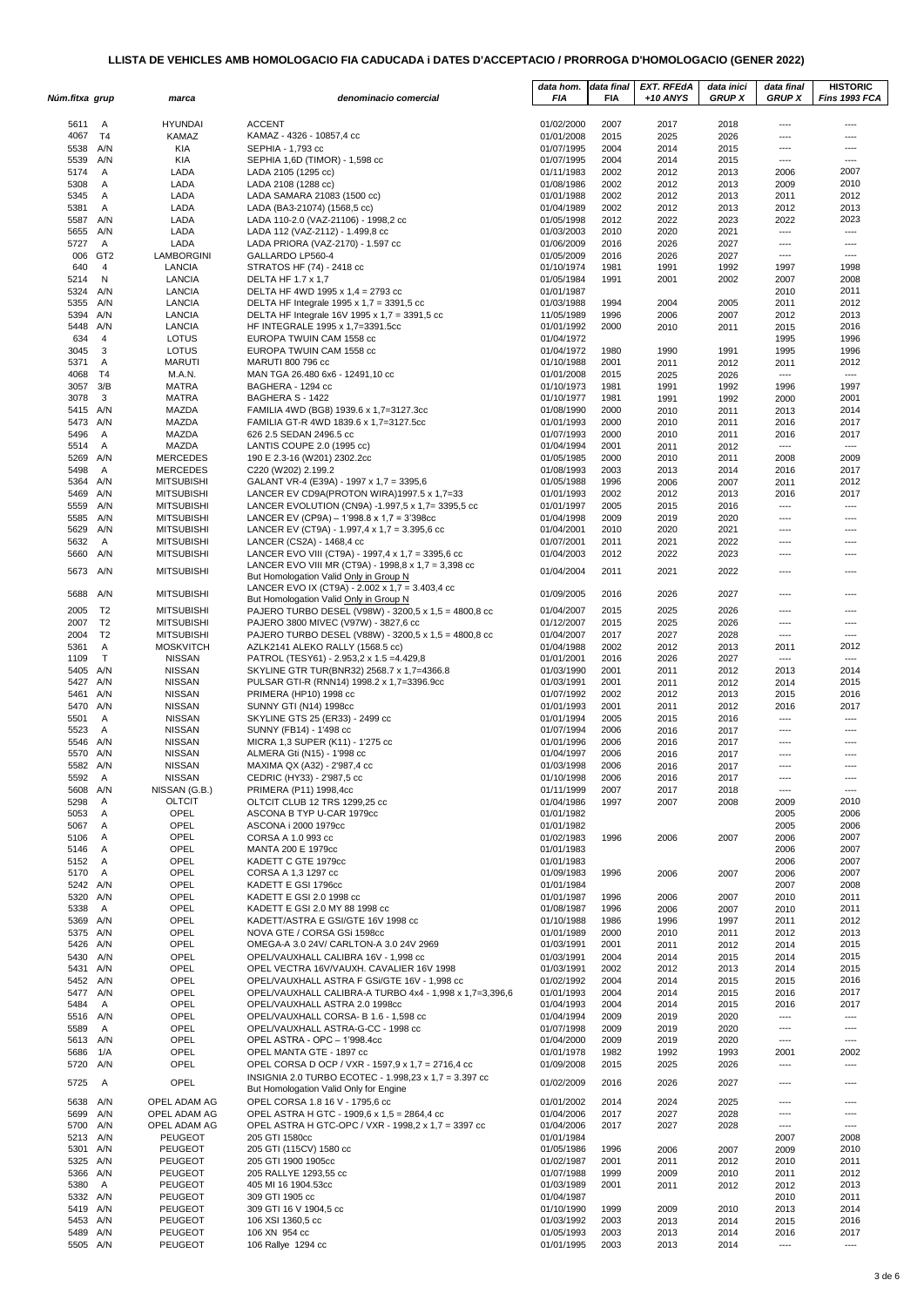# LLISTA DE VEHICLES AMB HOMOLOGACIO FIA CADUCADA i DATES D'ACCEPTACIO / PRORROGA D'HOMOLOGACIO (GENER 2022)

| Núm.fitxa | grup | marca | denominacio comercial | data hom. FIA | data final FIA | EXT. RFEdA +10 ANYS | data inici GRUP X | data final GRUP X | HISTORIC Fins 1993 FCA |
|---|---|---|---|---|---|---|---|---|---|
| 5611 | A | HYUNDAI | ACCENT | 01/02/2000 | 2007 | 2017 | 2018 | ---- | ---- |
| 4067 | T4 | KAMAZ | KAMAZ - 4326 - 10857,4 cc | 01/01/2008 | 2015 | 2025 | 2026 | ---- | ---- |
| 5538 | A/N | KIA | SEPHIA - 1,793 cc | 01/07/1995 | 2004 | 2014 | 2015 | ---- | ---- |
| 5539 | A/N | KIA | SEPHIA 1,6D (TIMOR) - 1,598 cc | 01/07/1995 | 2004 | 2014 | 2015 | ---- | ---- |
| 5174 | A | LADA | LADA 2105 (1295 cc) | 01/11/1983 | 2002 | 2012 | 2013 | 2006 | 2007 |
| 5308 | A | LADA | LADA 2108 (1288 cc) | 01/08/1986 | 2002 | 2012 | 2013 | 2009 | 2010 |
| 5345 | A | LADA | LADA SAMARA 21083 (1500 cc) | 01/01/1988 | 2002 | 2012 | 2013 | 2011 | 2012 |
| 5381 | A | LADA | LADA (BA3-21074) (1568,5 cc) | 01/04/1989 | 2002 | 2012 | 2013 | 2012 | 2013 |
| 5587 | A/N | LADA | LADA 110-2.0 (VAZ-21106) - 1998,2 cc | 01/05/1998 | 2012 | 2022 | 2023 | 2022 | 2023 |
| 5655 | A/N | LADA | LADA 112 (VAZ-2112) - 1.499,8 cc | 01/03/2003 | 2010 | 2020 | 2021 | ---- | ---- |
| 5727 | A | LADA | LADA PRIORA (VAZ-2170) - 1.597 cc | 01/06/2009 | 2016 | 2026 | 2027 | ---- | ---- |
| 006 | GT2 | LAMBORGINI | GALLARDO LP560-4 | 01/05/2009 | 2016 | 2026 | 2027 | ---- | ---- |
| 640 | 4 | LANCIA | STRATOS HF (74) - 2418 cc | 01/10/1974 | 1981 | 1991 | 1992 | 1997 | 1998 |
| 5214 | N | LANCIA | DELTA HF 1.7 x 1,7 | 01/05/1984 | 1991 | 2001 | 2002 | 2007 | 2008 |
| 5324 | A/N | LANCIA | DELTA HF 4WD 1995 x 1,4 = 2793 cc | 01/01/1987 | | | | 2010 | 2011 |
| 5355 | A/N | LANCIA | DELTA HF Integrale 1995 x 1,7 = 3391,5 cc | 01/03/1988 | 1994 | 2004 | 2005 | 2011 | 2012 |
| 5394 | A/N | LANCIA | DELTA HF Integrale 16V 1995 x 1,7 = 3391,5 cc | 11/05/1989 | 1996 | 2006 | 2007 | 2012 | 2013 |
| 5448 | A/N | LANCIA | HF INTEGRALE 1995 x 1,7=3391.5cc | 01/01/1992 | 2000 | 2010 | 2011 | 2015 | 2016 |
| 634 | 4 | LOTUS | EUROPA TWUIN CAM 1558 cc | 01/04/1972 | | | | 1995 | 1996 |
| 3045 | 3 | LOTUS | EUROPA TWUIN CAM 1558 cc | 01/04/1972 | 1980 | 1990 | 1991 | 1995 | 1996 |
| 5371 | A | MARUTI | MARUTI 800 796 cc | 01/10/1988 | 2001 | 2011 | 2012 | 2011 | 2012 |
| 4068 | T4 | M.A.N. | MAN TGA 26.480 6x6 - 12491,10 cc | 01/01/2008 | 2015 | 2025 | 2026 | ---- | ---- |
| 3057 | 3/B | MATRA | BAGHERA - 1294 cc | 01/10/1973 | 1981 | 1991 | 1992 | 1996 | 1997 |
| 3078 | 3 | MATRA | BAGHERA S - 1422 | 01/10/1977 | 1981 | 1991 | 1992 | 2000 | 2001 |
| 5415 | A/N | MAZDA | FAMILIA 4WD (BG8) 1939.6 x 1,7=3127.3cc | 01/08/1990 | 2000 | 2010 | 2011 | 2013 | 2014 |
| 5473 | A/N | MAZDA | FAMILIA GT-R 4WD 1839.6 x 1,7=3127.5cc | 01/01/1993 | 2000 | 2010 | 2011 | 2016 | 2017 |
| 5496 | A | MAZDA | 626 2.5 SEDAN 2496.5 cc | 01/07/1993 | 2000 | 2010 | 2011 | 2016 | 2017 |
| 5514 | A | MAZDA | LANTIS COUPE 2.0 (1995 cc) | 01/04/1994 | 2001 | 2011 | 2012 | ---- | ---- |
| 5269 | A/N | MERCEDES | 190 E 2.3-16 (W201) 2302.2cc | 01/05/1985 | 2000 | 2010 | 2011 | 2008 | 2009 |
| 5498 | A | MERCEDES | C220 (W202) 2.199.2 | 01/08/1993 | 2003 | 2013 | 2014 | 2016 | 2017 |
| 5364 | A/N | MITSUBISHI | GALANT VR-4 (E39A) - 1997 x 1,7 = 3395,6 | 01/05/1988 | 1996 | 2006 | 2007 | 2011 | 2012 |
| 5469 | A/N | MITSUBISHI | LANCER EV CD9A(PROTON WIRA)1997.5 x 1,7=33 | 01/01/1993 | 2002 | 2012 | 2013 | 2016 | 2017 |
| 5559 | A/N | MITSUBISHI | LANCER EVOLUTION (CN9A) -1.997,5 x 1,7= 3395,5 cc | 01/01/1997 | 2005 | 2015 | 2016 | ---- | ---- |
| 5585 | A/N | MITSUBISHI | LANCER EV (CP9A) – 1'998.8 x 1,7 = 3'398cc | 01/04/1998 | 2009 | 2019 | 2020 | ---- | ---- |
| 5629 | A/N | MITSUBISHI | LANCER EV (CT9A) - 1.997,4 x 1,7 = 3.395,6 cc | 01/04/2001 | 2010 | 2020 | 2021 | ---- | ---- |
| 5632 | A | MITSUBISHI | LANCER (CS2A) - 1468,4 cc | 01/07/2001 | 2011 | 2021 | 2022 | ---- | ---- |
| 5660 | A/N | MITSUBISHI | LANCER EVO VIII (CT9A) - 1997,4 x 1,7 = 3395,6 cc | 01/04/2003 | 2012 | 2022 | 2023 | ---- | ---- |
| 5673 | A/N | MITSUBISHI | LANCER EVO VIII MR (CT9A) - 1998,8 x 1,7 = 3,398 cc But Homologation Valid Only in Group N | 01/04/2004 | 2011 | 2021 | 2022 | ---- | ---- |
| 5688 | A/N | MITSUBISHI | LANCER EVO IX (CT9A) - 2.002 x 1,7 = 3.403,4 cc But Homologation Valid Only in Group N | 01/09/2005 | 2016 | 2026 | 2027 | ---- | ---- |
| 2005 | T2 | MITSUBISHI | PAJERO TURBO DESEL (V98W) - 3200,5 x 1,5 = 4800,8 cc | 01/04/2007 | 2015 | 2025 | 2026 | ---- | ---- |
| 2007 | T2 | MITSUBISHI | PAJERO 3800 MIVEC (V97W) - 3827,6 cc | 01/12/2007 | 2015 | 2025 | 2026 | ---- | ---- |
| 2004 | T2 | MITSUBISHI | PAJERO TURBO DESEL (V88W) - 3200,5 x 1,5 = 4800,8 cc | 01/04/2007 | 2017 | 2027 | 2028 | ---- | ---- |
| 5361 | A | MOSKVITCH | AZLK2141 ALEKO RALLY (1568.5 cc) | 01/04/1988 | 2002 | 2012 | 2013 | 2011 | 2012 |
| 1109 | T | NISSAN | PATROL (TESY61) - 2.953,2 x 1.5 =4.429,8 | 01/01/2001 | 2016 | 2026 | 2027 | ---- | ---- |
| 5405 | A/N | NISSAN | SKYLINE GTR TUR(BNR32) 2568.7 x 1,7=4366.8 | 01/03/1990 | 2001 | 2011 | 2012 | 2013 | 2014 |
| 5427 | A/N | NISSAN | PULSAR GTI-R (RNN14) 1998.2 x 1,7=3396.9cc | 01/03/1991 | 2001 | 2011 | 2012 | 2014 | 2015 |
| 5461 | A/N | NISSAN | PRIMERA (HP10) 1998 cc | 01/07/1992 | 2002 | 2012 | 2013 | 2015 | 2016 |
| 5470 | A/N | NISSAN | SUNNY GTI (N14) 1998cc | 01/01/1993 | 2001 | 2011 | 2012 | 2016 | 2017 |
| 5501 | A | NISSAN | SKYLINE GTS 25 (ER33) - 2499 cc | 01/01/1994 | 2005 | 2015 | 2016 | ---- | ---- |
| 5523 | A | NISSAN | SUNNY (FB14) - 1'498 cc | 01/07/1994 | 2006 | 2016 | 2017 | ---- | ---- |
| 5546 | A/N | NISSAN | MICRA 1,3 SUPER (K11) - 1'275 cc | 01/01/1996 | 2006 | 2016 | 2017 | ---- | ---- |
| 5570 | A/N | NISSAN | ALMERA Gti (N15) - 1'998 cc | 01/04/1997 | 2006 | 2016 | 2017 | ---- | ---- |
| 5582 | A/N | NISSAN | MAXIMA QX (A32) - 2'987,4 cc | 01/03/1998 | 2006 | 2016 | 2017 | ---- | ---- |
| 5592 | A | NISSAN | CEDRIC (HY33) - 2'987,5 cc | 01/10/1998 | 2006 | 2016 | 2017 | ---- | ---- |
| 5608 | A/N | NISSAN (G.B.) | PRIMERA (P11) 1998,4cc | 01/11/1999 | 2007 | 2017 | 2018 | ---- | ---- |
| 5298 | A | OLTCIT | OLTCIT CLUB 12 TRS 1299,25 cc | 01/04/1986 | 1997 | 2007 | 2008 | 2009 | 2010 |
| 5053 | A | OPEL | ASCONA B TYP U-CAR 1979cc | 01/01/1982 | | | | 2005 | 2006 |
| 5067 | A | OPEL | ASCONA i 2000 1979cc | 01/01/1982 | | | | 2005 | 2006 |
| 5106 | A | OPEL | CORSA A 1.0 993 cc | 01/02/1983 | 1996 | 2006 | 2007 | 2006 | 2007 |
| 5146 | A | OPEL | MANTA 200 E 1979cc | 01/01/1983 | | | | 2006 | 2007 |
| 5152 | A | OPEL | KADETT C GTE 1979cc | 01/01/1983 | | | | 2006 | 2007 |
| 5170 | A | OPEL | CORSA A 1,3 1297 cc | 01/09/1983 | 1996 | 2006 | 2007 | 2006 | 2007 |
| 5242 | A/N | OPEL | KADETT E GSI 1796cc | 01/01/1984 | | | | 2007 | 2008 |
| 5320 | A/N | OPEL | KADETT E GSI 2.0 1998 cc | 01/01/1987 | 1996 | 2006 | 2007 | 2010 | 2011 |
| 5338 | A | OPEL | KADETT E GSI 2.0 MY 88 1998 cc | 01/08/1987 | 1996 | 2006 | 2007 | 2010 | 2011 |
| 5369 | A/N | OPEL | KADETT/ASTRA E GSI/GTE 16V 1998 cc | 01/10/1988 | 1986 | 1996 | 1997 | 2011 | 2012 |
| 5375 | A/N | OPEL | NOVA GTE / CORSA GSi 1598cc | 01/01/1989 | 2000 | 2010 | 2011 | 2012 | 2013 |
| 5426 | A/N | OPEL | OMEGA-A 3.0 24V/ CARLTON-A 3.0 24V 2969 | 01/03/1991 | 2001 | 2011 | 2012 | 2014 | 2015 |
| 5430 | A/N | OPEL | OPEL/VAUXHALL CALIBRA 16V - 1,998 cc | 01/03/1991 | 2004 | 2014 | 2015 | 2014 | 2015 |
| 5431 | A/N | OPEL | OPEL VECTRA 16V/VAUXH. CAVALIER 16V 1998 | 01/03/1991 | 2002 | 2012 | 2013 | 2014 | 2015 |
| 5452 | A/N | OPEL | OPEL/VAUXHALL ASTRA F GSI/GTE 16V - 1,998 cc | 01/02/1992 | 2004 | 2014 | 2015 | 2015 | 2016 |
| 5477 | A/N | OPEL | OPEL/VAUXHALL CALIBRA-A TURBO 4x4 - 1,998 x 1,7=3,396,6 | 01/01/1993 | 2004 | 2014 | 2015 | 2016 | 2017 |
| 5484 | A | OPEL | OPEL/VAUXHALL ASTRA 2.0 1998cc | 01/04/1993 | 2004 | 2014 | 2015 | 2016 | 2017 |
| 5516 | A/N | OPEL | OPEL/VAUXHALL CORSA- B 1.6 - 1,598 cc | 01/04/1994 | 2009 | 2019 | 2020 | ---- | ---- |
| 5589 | A | OPEL | OPEL/VAUXHALL ASTRA-G-CC - 1998 cc | 01/07/1998 | 2009 | 2019 | 2020 | ---- | ---- |
| 5613 | A/N | OPEL | OPEL ASTRA - OPC – 1'998.4cc | 01/04/2000 | 2009 | 2019 | 2020 | ---- | ---- |
| 5686 | 1/A | OPEL | OPEL MANTA GTE - 1897 cc | 01/01/1978 | 1982 | 1992 | 1993 | 2001 | 2002 |
| 5720 | A/N | OPEL | OPEL CORSA D OCP / VXR - 1597,9 x 1,7 = 2716,4 cc | 01/09/2008 | 2015 | 2025 | 2026 | ---- | ---- |
| 5725 | A | OPEL | INSIGNIA 2.0 TURBO ECOTEC - 1.998,23 x 1,7 = 3.397 cc But Homologation Valid Only for Engine | 01/02/2009 | 2016 | 2026 | 2027 | ---- | ---- |
| 5638 | A/N | OPEL ADAM AG | OPEL CORSA 1.8 16 V - 1795,6 cc | 01/01/2002 | 2014 | 2024 | 2025 | ---- | ---- |
| 5699 | A/N | OPEL ADAM AG | OPEL ASTRA H GTC - 1909,6 x 1,5 = 2864,4 cc | 01/04/2006 | 2017 | 2027 | 2028 | ---- | ---- |
| 5700 | A/N | OPEL ADAM AG | OPEL ASTRA H GTC-OPC / VXR - 1998,2 x 1,7 = 3397 cc | 01/04/2006 | 2017 | 2027 | 2028 | ---- | ---- |
| 5213 | A/N | PEUGEOT | 205 GTI 1580cc | 01/01/1984 | | | | 2007 | 2008 |
| 5301 | A/N | PEUGEOT | 205 GTI (115CV) 1580 cc | 01/05/1986 | 1996 | 2006 | 2007 | 2009 | 2010 |
| 5325 | A/N | PEUGEOT | 205 GTI 1900 1905cc | 01/02/1987 | 2001 | 2011 | 2012 | 2010 | 2011 |
| 5366 | A/N | PEUGEOT | 205 RALLYE 1293,55 cc | 01/07/1988 | 1999 | 2009 | 2010 | 2011 | 2012 |
| 5380 | A | PEUGEOT | 405 MI 16 1904.53cc | 01/03/1989 | 2001 | 2011 | 2012 | 2012 | 2013 |
| 5332 | A/N | PEUGEOT | 309 GTI 1905 cc | 01/04/1987 | | | | 2010 | 2011 |
| 5419 | A/N | PEUGEOT | 309 GTI 16 V 1904,5 cc | 01/10/1990 | 1999 | 2009 | 2010 | 2013 | 2014 |
| 5453 | A/N | PEUGEOT | 106 XSI 1360,5 cc | 01/03/1992 | 2003 | 2013 | 2014 | 2015 | 2016 |
| 5489 | A/N | PEUGEOT | 106 XN 954 cc | 01/05/1993 | 2003 | 2013 | 2014 | 2016 | 2017 |
| 5505 | A/N | PEUGEOT | 106 Rallye 1294 cc | 01/01/1995 | 2003 | 2013 | 2014 | ---- | ---- |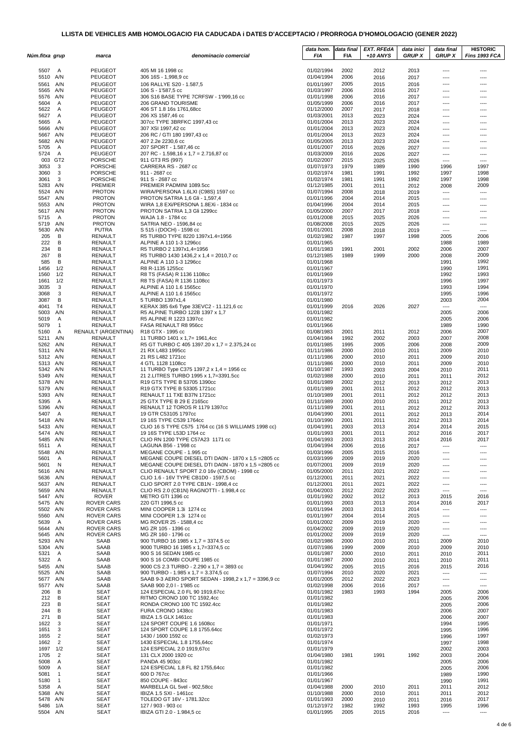# LLISTA DE VEHICLES AMB HOMOLOGACIO FIA CADUCADA i DATES D'ACCEPTACIO / PRORROGA D'HOMOLOGACIO (GENER 2022)

| Núm.fitxa | grup | marca | denominacio comercial | data hom. FIA | data final FIA | EXT. RFEdA +10 ANYS | data inici GRUP X | data final GRUP X | HISTORIC Fins 1993 FCA |
|---|---|---|---|---|---|---|---|---|---|
| 5507 | A | PEUGEOT | 405 MI 16 1998 cc | 01/02/1994 | 2002 | 2012 | 2013 | ---- | ---- |
| 5510 | A/N | PEUGEOT | 306 16S - 1,998,9 cc | 01/04/1994 | 2006 | 2016 | 2017 | ---- | ---- |
| 5561 | A/N | PEUGEOT | 106 RALLYE S20 - 1.587,5 | 01/01/1997 | 2005 | 2015 | 2016 | ---- | ---- |
| 5565 | A/N | PEUGEOT | 106 S - 1'587,5 cc | 01/03/1997 | 2006 | 2016 | 2017 | ---- | ---- |
| 5576 | A/N | PEUGEOT | 306 S16 BASE TYPE 7CRFSW - 1'999,16 cc | 01/01/1998 | 2006 | 2016 | 2017 | ---- | ---- |
| 5604 | A | PEUGEOT | 206 GRAND TOURISME | 01/05/1999 | 2006 | 2016 | 2017 | ---- | ---- |
| 5622 | A | PEUGEOT | 406 ST 1.8 16s 1761,68cc | 01/12/2000 | 2007 | 2017 | 2018 | ---- | ---- |
| 5627 | A | PEUGEOT | 206 XS 1587,46 cc | 01/03/2001 | 2013 | 2023 | 2024 | ---- | ---- |
| 5665 | A | PEUGEOT | 307cc TYPE 3BRFKC 1997,43 cc | 01/01/2004 | 2013 | 2023 | 2024 | ---- | ---- |
| 5666 | A/N | PEUGEOT | 307 XSI 1997,42 cc | 01/01/2004 | 2013 | 2023 | 2024 | ---- | ---- |
| 5667 | A/N | PEUGEOT | 206 RC / GTI 180 1997,43 cc | 01/01/2004 | 2013 | 2023 | 2024 | ---- | ---- |
| 5682 | A/N | PEUGEOT | 407 2.2e 2230,6 cc | 01/05/2005 | 2013 | 2023 | 2024 | ---- | ---- |
| 5705 | A | PEUGEOT | 207 SPORT - 1.587,46 cc | 01/01/2007 | 2016 | 2026 | 2027 | ---- | ---- |
| 5724 | A | PEUGEOT | 207 RC - 1.598,16 x 1,7 = 2.716,87 cc | 01/03/2009 | 2016 | 2026 | 2027 | ---- | ---- |
| 003 | GT2 | PORSCHE | 911 GT3 RS (997) | 01/02/2007 | 2015 | 2025 | 2026 | ---- | ---- |
| 3053 | 3 | PORSCHE | CARRERA RS - 2687 cc | 01/07/1973 | 1979 | 1989 | 1990 | 1996 | 1997 |
| 3060 | 3 | PORSCHE | 911 - 2687 cc | 01/02/1974 | 1981 | 1991 | 1992 | 1997 | 1998 |
| 3061 | 3 | PORSCHE | 911 S - 2687 cc | 01/02/1974 | 1981 | 1991 | 1992 | 1997 | 1998 |
| 5283 | A/N | PREMIER | PREMIER PADMINI 1089.5cc | 01/12/1985 | 2001 | 2011 | 2012 | 2008 | 2009 |
| 5524 | A/N | PROTON | WIRA/PERSONA 1.6LXI (C98S) 1597 cc | 01/07/1994 | 2008 | 2018 | 2019 | ---- | ---- |
| 5547 | A/N | PROTON | PROTON SATRIA 1,6 Gli - 1,597,4 | 01/01/1996 | 2004 | 2014 | 2015 | ---- | ---- |
| 5553 | A/N | PROTON | WIRA 1,8 EXi/PERSONA 1.8EXi - 1834 cc | 01/04/1996 | 2004 | 2014 | 2015 | ---- | ---- |
| 5617 | A/N | PROTON | PROTON SATRIA 1,3 Gli 1299cc | 01/05/2000 | 2007 | 2017 | 2018 | ---- | ---- |
| 5715 | A | PROTON | WAJA 1.8 - 1784 cc | 01/01/2008 | 2015 | 2025 | 2026 | ---- | ---- |
| 5719 | A/N | PROTON | SATRIA NEO - 1596,84 cc | 01/08/2008 | 2015 | 2025 | 2026 | ---- | ---- |
| 5630 | A/N | PUTRA | S 515 i (DOCH) - 1598 cc | 01/01/2001 | 2008 | 2018 | 2019 | ---- | ---- |
| 205 | B | RENAULT | R5 TURBO TYPE 8220 1397x1.4=1956 | 01/02/1982 | 1987 | 1997 | 1998 | 2005 | 2006 |
| 222 | B | RENAULT | ALPINE A 110 1-3 1296cc | 01/01/1965 | | | | 1988 | 1989 |
| 234 | B | RENAULT | R5 TURBO 2 1397x1,4=1956 | 01/01/1983 | 1991 | 2001 | 2002 | 2006 | 2007 |
| 267 | B | RENAULT | R5 TURBO 1430 1436,2 x 1,4 = 2010,7 cc | 01/12/1985 | 1989 | 1999 | 2000 | 2008 | 2009 |
| 585 | B | RENAULT | ALPINE A 110 1-3 1296cc | 01/01/1968 | | | | 1991 | 1992 |
| 1456 | 1/2 | RENAULT | R8 R-1135 1255cc | 01/01/1967 | | | | 1990 | 1991 |
| 1560 | 1/2 | RENAULT | R8 TS (FASA) R 1136 1108cc | 01/01/1969 | | | | 1992 | 1993 |
| 1661 | 1/2 | RENAULT | R8 TS (FASA) R 1136 1108cc | 01/01/1973 | | | | 1996 | 1997 |
| 3035 | 3 | RENAULT | ALPINE A 110 1.6 1565cc | 01/01/1970 | | | | 1993 | 1994 |
| 3068 | 3 | RENAULT | ALPINE A 110 1.6 1565cc | 01/01/1972 | | | | 1995 | 1996 |
| 3087 | B | RENAULT | 5 TURBO 1397x1,4 | 01/01/1980 | | | | 2003 | 2004 |
| 4041 | T4 | RENAULT | KERAX 385 6x6 Type 33EVC2 - 11.121,6 cc | 01/01/1999 | 2016 | 2026 | 2027 | ---- | ---- |
| 5003 | A/N | RENAULT | R5 ALPINE TURBO 122B 1397 x 1,7 | 01/01/1982 | | | | 2005 | 2006 |
| 5019 | A | RENAULT | R5 ALPINE R 1223 1397cc | 01/01/1982 | | | | 2005 | 2006 |
| 5079 | 1 | RENAULT | FASA RENAULT R8 956cc | 01/01/1966 | | | | 1989 | 1990 |
| 5160 | A | RENAULT (ARGENTINA) | R18 GTX - 1995 cc | 01/08/1983 | 2001 | 2011 | 2012 | 2006 | 2007 |
| 5211 | A/N | RENAULT | 11 TURBO 1401 x 1,7= 1961,4cc | 01/04/1984 | 1992 | 2002 | 2003 | 2007 | 2008 |
| 5262 | A/N | RENAULT | R5 GT TURBO C 405 1397.20 x 1,7 = 2.375,24 cc | 01/01/1985 | 1995 | 2005 | 2006 | 2008 | 2009 |
| 5311 | A/N | RENAULT | 21 RX L483 1995cc | 01/11/1986 | 2000 | 2010 | 2011 | 2009 | 2010 |
| 5312 | A/N | RENAULT | 21 RS L482 1721cc | 01/11/1986 | 2000 | 2010 | 2011 | 2009 | 2010 |
| 5313 | A/N | RENAULT | 4 GTL 1128 1108cc | 01/11/1986 | 2000 | 2010 | 2011 | 2009 | 2010 |
| 5342 | A/N | RENAULT | 11 TURBO Type C375 1397,2 x 1,4 = 1956 cc | 01/10/1987 | 1993 | 2003 | 2004 | 2010 | 2011 |
| 5349 | A/N | RENAULT | 21 2.LITRES TURBO 1995 x 1,7=3391.5cc | 01/02/1988 | 2000 | 2010 | 2011 | 2011 | 2012 |
| 5378 | A/N | RENAULT | R19 GTS TYPE B 53705 1390cc | 01/01/1989 | 2002 | 2012 | 2013 | 2012 | 2013 |
| 5379 | A/N | RENAULT | R19 GTX TYPE B 53305 1721cc | 01/01/1989 | 2001 | 2011 | 2012 | 2012 | 2013 |
| 5393 | A/N | RENAULT | RENAULT 11 TXE B37N 1721cc | 01/10/1989 | 2001 | 2011 | 2012 | 2012 | 2013 |
| 5395 | A | RENAULT | 25 GTX TYPE B 29 E 2165cc | 01/11/1989 | 2000 | 2010 | 2011 | 2012 | 2013 |
| 5396 | A/N | RENAULT | RENAULT 12 TOROS R 1179 1397cc | 01/11/1989 | 2001 | 2011 | 2012 | 2012 | 2013 |
| 5407 | A | RENAULT | 19 GTR C53105 1797cc | 01/04/1990 | 2001 | 2011 | 2012 | 2013 | 2014 |
| 5418 | A/N | RENAULT | 19 16S TYPE C539 1764cc | 01/10/1990 | 2001 | 2011 | 2012 | 2013 | 2014 |
| 5433 | A/N | RENAULT | CLIO 16 S TYPE C575 1764 cc (16 S WILLIAMS 1998 cc) | 01/04/1991 | 2003 | 2013 | 2014 | 2014 | 2015 |
| 5474 | A/N | RENAULT | 19 16S TYPE L53D 1764 cc | 01/01/1993 | 2001 | 2011 | 2012 | 2016 | 2017 |
| 5485 | A/N | RENAULT | CLIO RN 1200 TYPE C57A23 1171 cc | 01/04/1993 | 2003 | 2013 | 2014 | 2016 | 2017 |
| 5511 | A | RENAULT | LAGUNA B56 - 1'998 cc | 01/04/1994 | 2006 | 2016 | 2017 | ---- | ---- |
| 5548 | A/N | RENAULT | MEGANE COUPE - 1.995 cc | 01/03/1996 | 2005 | 2015 | 2016 | ---- | ---- |
| 5601 | A | RENAULT | MEGANE COUPE DIESEL DTI DA0N - 1870 x 1,5 =2805 cc | 01/03/1999 | 2009 | 2019 | 2020 | ---- | ---- |
| 5601 | N | RENAULT | MEGANE COUPE DIESEL DTI DA0N - 1870 x 1,5 =2805 cc | 01/07/2001 | 2009 | 2019 | 2020 | ---- | ---- |
| 5616 | A/N | RENAULT | CLIO RENAULT SPORT 2.0 16v (CBOM) - 1998 cc | 01/05/2000 | 2011 | 2021 | 2022 | ---- | ---- |
| 5636 | A/N | RENAULT | CLIO 1.6 - 16V TYPE CB1D0 - 1597,6 cc | 01/12/2001 | 2011 | 2021 | 2022 | ---- | ---- |
| 5637 | A/N | RENAULT | CLIO SPORT 2.0 TYPE CB1N - 1998,4 cc | 01/12/2001 | 2011 | 2021 | 2022 | ---- | ---- |
| 5659 | A/N | RENAULT | CLIO RS 2.0 (CB1N) RAGNOTTI - 1.998,4 cc | 01/04/2003 | 2012 | 2022 | 2023 | ---- | ---- |
| 5447 | A/N | ROVER | METRO GTI 1396 cc | 01/01/1992 | 2002 | 2012 | 2013 | 2015 | 2016 |
| 5475 | A/N | ROVER CARS | 220 GTI 1996,5 cc | 01/01/1993 | 2003 | 2013 | 2014 | 2016 | 2017 |
| 5502 | A/N | ROVER CARS | MINI COOPER 1.3i 1274 cc | 01/01/1994 | 2003 | 2013 | 2014 | ---- | ---- |
| 5560 | A/N | ROVER CARS | MINI COOPER 1.3i 1274 cc | 01/01/1997 | 2004 | 2014 | 2015 | ---- | ---- |
| 5639 | A | ROVER CARS | MG ROVER 25 - 1588,4 cc | 01/01/2002 | 2009 | 2019 | 2020 | ---- | ---- |
| 5644 | A/N | ROVER CARS | MG ZR 105 - 1396 cc | 01/04/2002 | 2009 | 2019 | 2020 | ---- | ---- |
| 5645 | A/N | ROVER CARS | MG ZR 160 - 1796 cc | 01/01/2002 | 2009 | 2019 | 2020 | ---- | ---- |
| 5293 | A/N | SAAB | 900 TURBO 16 1985 x 1,7 = 3374.5 cc | 01/02/1986 | 2000 | 2010 | 2011 | 2009 | 2010 |
| 5304 | A/N | SAAB | 9000 TURBO 16 1985 x 1,7=3374,5 cc | 01/07/1986 | 1999 | 2009 | 2010 | 2009 | 2010 |
| 5321 | A | SAAB | 900 S 16 SEDAN 1985 cc | 01/01/1987 | 2000 | 2010 | 2011 | 2010 | 2011 |
| 5322 | A | SAAB | 900 S 16 COMBI COUPE 1985 cc | 01/01/1987 | 2000 | 2010 | 2011 | 2010 | 2011 |
| 5455 | A/N | SAAB | 9000 CS 2.3 TURBO - 2.290 x 1,7 = 3893 cc | 01/04/1992 | 2005 | 2015 | 2016 | 2015 | 2016 |
| 5525 | A/N | SAAB | 900 TURBO - 1.985 x 1,7 = 3.374,5 cc | 01/07/1994 | 2010 | 2020 | 2021 | ---- | ---- |
| 5677 | A/N | SAAB | SAAB 9-3 AERO SPORT SEDAN - 1998,2 x 1,7 = 3396,9 cc | 01/01/2005 | 2012 | 2022 | 2023 | ---- | ---- |
| 5577 | A/N | SAAB | SAAB 900 2,0 l - 1'985 cc | 01/02/1998 | 2006 | 2016 | 2017 | ---- | ---- |
| 206 | B | SEAT | 124 ESPECIAL 2.0 FL 90 1919,67cc | 01/01/1982 | 1983 | 1993 | 1994 | 2005 | 2006 |
| 212 | B | SEAT | RITMO CRONO 100 TC 1592,4cc | 01/01/1982 | | | | 2005 | 2006 |
| 223 | B | SEAT | RONDA CRONO 100 TC 1592.4cc | 01/01/1982 | | | | 2005 | 2006 |
| 244 | B | SEAT | FURA CRONO 1438cc | 01/01/1983 | | | | 2006 | 2007 |
| 271 | B | SEAT | IBIZA 1.5 GLX 1461cc | 01/01/1983 | | | | 2006 | 2007 |
| 1622 | 3 | SEAT | 124 SPORT COUPE 1.6 1608cc | 01/01/1971 | | | | 1994 | 1995 |
| 1651 | 3 | SEAT | 124 SPORT COUPE 1.8 1755.64cc | 01/01/1972 | | | | 1995 | 1996 |
| 1655 | 2 | SEAT | 1430 / 1600 1592 cc | 01/02/1973 | | | | 1996 | 1997 |
| 1662 | 2 | SEAT | 1430 ESPECIAL 1.8 1755,64cc | 01/01/1974 | | | | 1997 | 1998 |
| 1697 | 1/2 | SEAT | 124 ESPECIAL 2.0 1919,67cc | 01/01/1979 | | | | 2002 | 2003 |
| 1705 | 2 | SEAT | 131 CLX 2000 1920 cc | 01/04/1980 | 1981 | 1991 | 1992 | 2003 | 2004 |
| 5008 | A | SEAT | PANDA 45 903cc | 01/01/1982 | | | | 2005 | 2006 |
| 5009 | A | SEAT | 124 ESPECIAL 1,8 FL 82 1755,64cc | 01/01/1982 | | | | 2005 | 2006 |
| 5081 | 1 | SEAT | 600 D 767cc | 01/01/1966 | | | | 1989 | 1990 |
| 5180 | 1 | SEAT | 850 COUPE - 843cc | 01/01/1967 | | | | 1990 | 1991 |
| 5358 | A | SEAT | MARBELLA GL 5vel - 902,58cc | 01/04/1988 | 2000 | 2010 | 2011 | 2011 | 2012 |
| 5368 | A/N | SEAT | IBIZA 1.5 SXI - 1461cc | 01/10/1988 | 2000 | 2010 | 2011 | 2011 | 2012 |
| 5478 | A/N | SEAT | TOLEDO GT 16V - 1781.32cc | 01/01/1993 | 2000 | 2010 | 2011 | 2016 | 2017 |
| 5486 | 1/A | SEAT | 127 / 903 - 903 cc | 01/12/1972 | 1982 | 1992 | 1993 | 1995 | 1996 |
| 5504 | A/N | SEAT | IBIZA GTI 2.0 - 1.984,5 cc | 01/01/1995 | 2005 | 2015 | 2016 | ---- | ---- |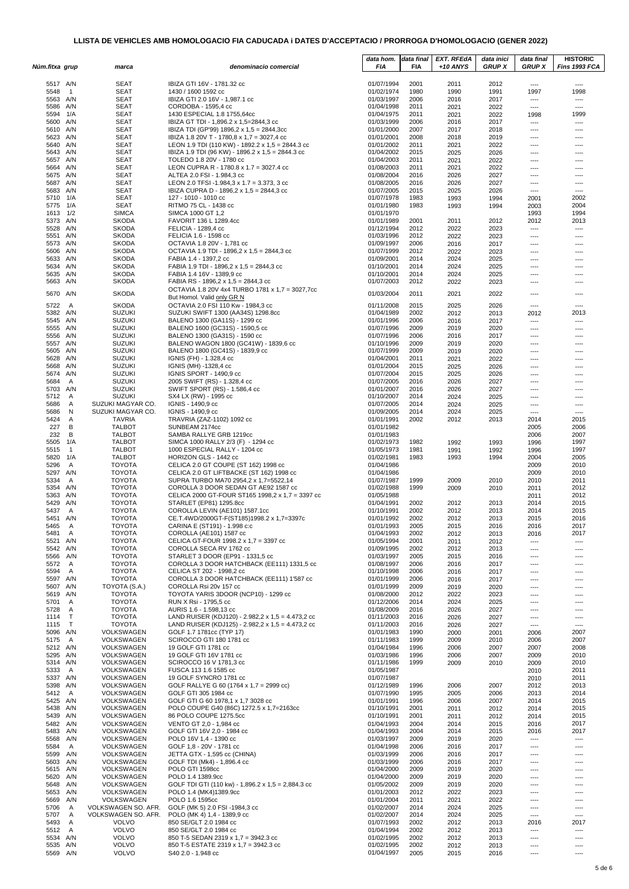# LLISTA DE VEHICLES AMB HOMOLOGACIO FIA CADUCADA i DATES D'ACCEPTACIO / PRORROGA D'HOMOLOGACIO (GENER 2022)

| Núm.fitxa | grup | marca | denominacio comercial | data hom. FIA | data final FIA | EXT. RFEdA +10 ANYS | data inici GRUP X | data final GRUP X | HISTORIC Fins 1993 FCA |
|---|---|---|---|---|---|---|---|---|---|
| 5517 | A/N | SEAT | IBIZA GTI 16V - 1781.32 cc | 01/07/1994 | 2001 | 2011 | 2012 | ---- | ---- |
| 5548 | 1 | SEAT | 1430 / 1600 1592 cc | 01/02/1974 | 1980 | 1990 | 1991 | 1997 | 1998 |
| 5563 | A/N | SEAT | IBIZA GTI 2.0 16V - 1,987.1 cc | 01/03/1997 | 2006 | 2016 | 2017 | ---- | ---- |
| 5586 | A/N | SEAT | CORDOBA - 1595,4 cc | 01/04/1998 | 2011 | 2021 | 2022 | ---- | ---- |
| 5594 | 1/A | SEAT | 1430 ESPECIAL 1.8 1755,64cc | 01/04/1975 | 2011 | 2021 | 2022 | 1998 | 1999 |
| 5600 | A/N | SEAT | IBIZA GT TDI - 1,896.2 x 1,5=2844,3 cc | 01/03/1999 | 2006 | 2016 | 2017 | ---- | ---- |
| 5610 | A/N | SEAT | IBIZA TDI (GP'99) 1896,2 x 1,5 = 2844,3cc | 01/01/2000 | 2007 | 2017 | 2018 | ---- | ---- |
| 5623 | A/N | SEAT | IBIZA 1.8 20V T - 1780,8 x 1,7 = 3027,4 cc | 01/01/2001 | 2008 | 2018 | 2019 | ---- | ---- |
| 5640 | A/N | SEAT | LEON 1.9 TDI (110 KW) - 1892.2 x 1,5 = 2844.3 cc | 01/01/2002 | 2011 | 2021 | 2022 | ---- | ---- |
| 5643 | A/N | SEAT | IBIZA 1.9 TDI (96 KW) - 1896.2 x 1,5 = 2844.3 cc | 01/04/2002 | 2015 | 2025 | 2026 | ---- | ---- |
| 5657 | A/N | SEAT | TOLEDO 1.8 20V - 1780 cc | 01/04/2003 | 2011 | 2021 | 2022 | ---- | ---- |
| 5664 | A/N | SEAT | LEON CUPRA R - 1780.8 x 1.7 = 3027.4 cc | 01/08/2003 | 2011 | 2021 | 2022 | ---- | ---- |
| 5675 | A/N | SEAT | ALTEA 2.0 FSI - 1.984,3 cc | 01/08/2004 | 2016 | 2026 | 2027 | ---- | ---- |
| 5687 | A/N | SEAT | LEON 2.0 TFSI -1.984,3 x 1.7 = 3.373, 3 cc | 01/08/2005 | 2016 | 2026 | 2027 | ---- | ---- |
| 5683 | A/N | SEAT | IBIZA CUPRA D - 1896,2 x 1,5 = 2844,3 cc | 01/07/2005 | 2015 | 2025 | 2026 | ---- | ---- |
| 5710 | 1/A | SEAT | 127 - 1010 - 1010 cc | 01/07/1978 | 1983 | 1993 | 1994 | 2001 | 2002 |
| 5775 | 1/A | SEAT | RITMO 75 CL - 1438 cc | 01/01/1980 | 1983 | 1993 | 1994 | 2003 | 2004 |
| 1613 | 1/2 | SIMCA | SIMCA 1000 GT 1,2 | 01/01/1970 | | | | 1993 | 1994 |
| 5373 | A/N | SKODA | FAVORIT 136 L 1289.4cc | 01/01/1989 | 2001 | 2011 | 2012 | 2012 | 2013 |
| 5528 | A/N | SKODA | FELICIA - 1289,4 cc | 01/12/1994 | 2012 | 2022 | 2023 | ---- | ---- |
| 5551 | A/N | SKODA | FELICIA 1.6 - 1598 cc | 01/03/1996 | 2012 | 2022 | 2023 | ---- | ---- |
| 5573 | A/N | SKODA | OCTAVIA 1.8 20V - 1,781 cc | 01/09/1997 | 2006 | 2016 | 2017 | ---- | ---- |
| 5606 | A/N | SKODA | OCTAVIA 1.9 TDI - 1896,2 x 1,5 = 2844,3 cc | 01/07/1999 | 2012 | 2022 | 2023 | ---- | ---- |
| 5633 | A/N | SKODA | FABIA 1.4 - 1397,2 cc | 01/09/2001 | 2014 | 2024 | 2025 | ---- | ---- |
| 5634 | A/N | SKODA | FABIA 1.9 TDI - 1896,2 x 1,5 = 2844,3 cc | 01/10/2001 | 2014 | 2024 | 2025 | ---- | ---- |
| 5635 | A/N | SKODA | FABIA 1.4 16V - 1389,9 cc | 01/10/2001 | 2014 | 2024 | 2025 | ---- | ---- |
| 5663 | A/N | SKODA | FABIA RS - 1896,2 x 1,5 = 2844,3 cc | 01/07/2003 | 2012 | 2022 | 2023 | ---- | ---- |
| 5670 | A/N | SKODA | OCTAVIA 1.8 20V 4x4 TURBO 1781 x 1,7 = 3027,7cc But Homol. Valid only GR N | 01/03/2004 | 2011 | 2021 | 2022 | ---- | ---- |
| 5722 | A | SKODA | OCTAVIA 2.0 FSI 110 Kw - 1984,3 cc | 01/11/2008 | 2015 | 2025 | 2026 | ---- | ---- |
| 5382 | A/N | SUZUKI | SUZUKI SWIFT 1300 (AA34S) 1298.8cc | 01/04/1989 | 2002 | 2012 | 2013 | 2012 | 2013 |
| 5545 | A/N | SUZUKI | BALENO 1300 (GA11S) - 1299 cc | 01/01/1996 | 2006 | 2016 | 2017 | ---- | ---- |
| 5555 | A/N | SUZUKI | BALENO 1600 (GC31S) - 1590,5 cc | 01/07/1996 | 2009 | 2019 | 2020 | ---- | ---- |
| 5556 | A/N | SUZUKI | BALENO 1300 (GA31S) - 1590 cc | 01/07/1996 | 2006 | 2016 | 2017 | ---- | ---- |
| 5557 | A/N | SUZUKI | BALENO WAGON 1800 (GC41W) - 1839,6 cc | 01/10/1996 | 2009 | 2019 | 2020 | ---- | ---- |
| 5605 | A/N | SUZUKI | BALENO 1800 (GC41S) - 1839,9 cc | 01/07/1999 | 2009 | 2019 | 2020 | ---- | ---- |
| 5628 | A/N | SUZUKI | IGNIS (FH) - 1.328,4 cc | 01/04/2001 | 2011 | 2021 | 2022 | ---- | ---- |
| 5668 | A/N | SUZUKI | IGNIS (MH) -1328,4 cc | 01/01/2004 | 2015 | 2025 | 2026 | ---- | ---- |
| 5674 | A/N | SUZUKI | IGNIS SPORT - 1490,9 cc | 01/07/2004 | 2015 | 2025 | 2026 | ---- | ---- |
| 5684 | A | SUZUKI | 2005 SWIFT (RS) - 1.328,4 cc | 01/07/2005 | 2016 | 2026 | 2027 | ---- | ---- |
| 5703 | A/N | SUZUKI | SWIFT SPORT (RS) - 1.586,4 cc | 01/01/2007 | 2016 | 2026 | 2027 | ---- | ---- |
| 5712 | A | SUZUKI | SX4 LX (RW) - 1995 cc | 01/10/2007 | 2014 | 2024 | 2025 | ---- | ---- |
| 5686 | A | SUZUKI MAGYAR CO. | IGNIS - 1490,9 cc | 01/07/2005 | 2014 | 2024 | 2025 | ---- | ---- |
| 5686 | N | SUZUKI MAGYAR CO. | IGNIS - 1490,9 cc | 01/09/2005 | 2014 | 2024 | 2025 | ---- | ---- |
| 5424 | A | TAVRIA | TRAVRIA (ZAZ-1102) 1092 cc | 01/01/1991 | 2002 | 2012 | 2013 | 2014 | 2015 |
| 227 | B | TALBOT | SUNBEAM 2174cc | 01/01/1982 | | | | 2005 | 2006 |
| 232 | B | TALBOT | SAMBA RALLYE GRB 1219cc | 01/01/1983 | | | | 2006 | 2007 |
| 5505 | 1/A | TALBOT | SIMCA 1000 RALLY 2/3 (F) - 1294 cc | 01/02/1973 | 1982 | 1992 | 1993 | 1996 | 1997 |
| 5515 | 1 | TALBOT | 1000 ESPECIAL RALLY - 1204 cc | 01/05/1973 | 1981 | 1991 | 1992 | 1996 | 1997 |
| 5820 | 1/A | TALBOT | HORIZON GLS - 1442 cc | 01/02/1981 | 1983 | 1993 | 1994 | 2004 | 2005 |
| 5296 | A | TOYOTA | CELICA 2.0 GT COUPE (ST 162) 1998 cc | 01/04/1986 | | | | 2009 | 2010 |
| 5297 | A/N | TOYOTA | CELICA 2.0 GT LIFTBACKE (ST 162) 1998 cc | 01/04/1986 | | | | 2009 | 2010 |
| 5334 | A | TOYOTA | SUPRA TURBO MA70 2954,2 x 1,7=5522.14 | 01/07/1987 | 1999 | 2009 | 2010 | 2010 | 2011 |
| 5354 | A/N | TOYOTA | COROLLA 3 DOOR SEDAN GT AE92 1587 cc | 01/02/1988 | 1999 | 2009 | 2010 | 2011 | 2012 |
| 5363 | A/N | TOYOTA | CELICA 2000 GT-FOUR ST165 1998,2 x 1,7 = 3397 cc | 01/05/1988 | | | | 2011 | 2012 |
| 5429 | A/N | TOYOTA | STARLET (EP81) 1295.8cc | 01/04/1991 | 2002 | 2012 | 2013 | 2014 | 2015 |
| 5437 | A | TOYOTA | COROLLA LEVIN (AE101) 1587.1cc | 01/10/1991 | 2002 | 2012 | 2013 | 2014 | 2015 |
| 5451 | A/N | TOYOTA | CE.T.4WD/2000GT-F(ST185)1998.2 x 1,7=3397c | 01/01/1992 | 2002 | 2012 | 2013 | 2015 | 2016 |
| 5465 | A | TOYOTA | CARINA E (ST191) - 1.998 c:c | 01/01/1993 | 2005 | 2015 | 2016 | 2016 | 2017 |
| 5481 | A | TOYOTA | COROLLA (AE101) 1587 cc | 01/04/1993 | 2002 | 2012 | 2013 | 2016 | 2017 |
| 5521 | A/N | TOYOTA | CELICA GT-FOUR 1998.2 x 1,7 = 3397 cc | 01/05/1994 | 2001 | 2011 | 2012 | ---- | ---- |
| 5542 | A/N | TOYOTA | COROLLA SECA RV 1762 cc | 01/09/1995 | 2002 | 2012 | 2013 | ---- | ---- |
| 5566 | A/N | TOYOTA | STARLET 3 DOOR (EP91 - 1331,5 cc | 01/03/1997 | 2005 | 2015 | 2016 | ---- | ---- |
| 5572 | A | TOYOTA | COROLLA 3 DOOR HATCHBACK (EE111) 1331,5 cc | 01/09/1997 | 2006 | 2016 | 2017 | ---- | ---- |
| 5594 | A | TOYOTA | CELICA ST 202 - 1998,2 cc | 01/10/1998 | 2006 | 2016 | 2017 | ---- | ---- |
| 5597 | A/N | TOYOTA | COROLLA 3 DOOR HATCHBACK (EE111) 1'587 cc | 01/01/1999 | 2006 | 2016 | 2017 | ---- | ---- |
| 5607 | A/N | TOYOTA (S.A.) | COROLLA Rsi 20v 157 cc | 01/01/1999 | 2009 | 2019 | 2020 | ---- | ---- |
| 5619 | A/N | TOYOTA | TOYOTA YARIS 3DOOR (NCP10) - 1299 cc | 01/08/2000 | 2012 | 2022 | 2023 | ---- | ---- |
| 5701 | A | TOYOTA | RUN X Rsi - 1795,5 cc | 01/12/2006 | 2014 | 2024 | 2025 | ---- | ---- |
| 5728 | A | TOYOTA | AURIS 1.6 - 1.598,13 cc | 01/08/2009 | 2016 | 2026 | 2027 | ---- | ---- |
| 1114 | T | TOYOTA | LAND RUISER (KDJ120) - 2.982,2 x 1,5 = 4.473,2 cc | 01/11/2003 | 2016 | 2026 | 2027 | ---- | ---- |
| 1115 | T | TOYOTA | LAND RUISER (KDJ125) - 2.982,2 x 1,5 = 4.473,2 cc | 01/11/2003 | 2016 | 2026 | 2027 | ---- | ---- |
| 5096 | A/N | VOLKSWAGEN | GOLF 1.7 1781cc (TYP 17) | 01/01/1983 | 1990 | 2000 | 2001 | 2006 | 2007 |
| 5175 | A | VOLKSWAGEN | SCIROCCO GTI 180 1781 cc | 01/11/1983 | 1999 | 2009 | 2010 | 2006 | 2007 |
| 5212 | A/N | VOLKSWAGEN | 19 GOLF GTI 1781 cc | 01/04/1984 | 1996 | 2006 | 2007 | 2007 | 2008 |
| 5295 | A/N | VOLKSWAGEN | 19 GOLF GTI 16V 1781 cc | 01/03/1986 | 1996 | 2006 | 2007 | 2009 | 2010 |
| 5314 | A/N | VOLKSWAGEN | SCIROCCO 16 V 1781,3 cc | 01/11/1986 | 1999 | 2009 | 2010 | 2009 | 2010 |
| 5333 | A | VOLKSWAGEN | FUSCA 113 1.6 1585 cc | 01/05/1987 | | | | 2010 | 2011 |
| 5337 | A/N | VOLKSWAGEN | 19 GOLF SYNCRO 1781 cc | 01/07/1987 | | | | 2010 | 2011 |
| 5398 | A/N | VOLKSWAGEN | GOLF RALLYE G 60 (1764 x 1,7 = 2999 cc) | 01/12/1989 | 1996 | 2006 | 2007 | 2012 | 2013 |
| 5412 | A | VOLKSWAGEN | GOLF GTI 305 1984 cc | 01/07/1990 | 1995 | 2005 | 2006 | 2013 | 2014 |
| 5425 | A/N | VOLKSWAGEN | GOLF GTI G 60 1978,1 x 1,7 3028 cc | 01/01/1991 | 1996 | 2006 | 2007 | 2014 | 2015 |
| 5438 | A/N | VOLKSWAGEN | POLO COUPE G40 (86C) 1272.5 x 1,7=2163cc | 01/10/1991 | 2001 | 2011 | 2012 | 2014 | 2015 |
| 5439 | A/N | VOLKSWAGEN | 86 POLO COUPE 1275.5cc | 01/10/1991 | 2001 | 2011 | 2012 | 2014 | 2015 |
| 5482 | A/N | VOLKSWAGEN | VENTO GT 2,0 - 1,984 cc | 01/04/1993 | 2004 | 2014 | 2015 | 2016 | 2017 |
| 5483 | A/N | VOLKSWAGEN | GOLF GTI 16V 2,0 - 1984 cc | 01/04/1993 | 2004 | 2014 | 2015 | 2016 | 2017 |
| 5568 | A/N | VOLKSWAGEN | POLO 16V 1,4 - 1390 cc | 01/03/1997 | 2009 | 2019 | 2020 | ---- | ---- |
| 5584 | A | VOLKSWAGEN | GOLF 1,8 - 20V - 1781 cc | 01/04/1998 | 2006 | 2016 | 2017 | ---- | ---- |
| 5599 | A/N | VOLKSWAGEN | JETTA GTX - 1,595 cc (CHINA) | 01/03/1999 | 2006 | 2016 | 2017 | ---- | ---- |
| 5603 | A/N | VOLKSWAGEN | GOLF TDI (Mk4) - 1,896.4 cc | 01/03/1999 | 2006 | 2016 | 2017 | ---- | ---- |
| 5615 | A/N | VOLKSWAGEN | POLO GTI 1598cc | 01/04/2000 | 2009 | 2019 | 2020 | ---- | ---- |
| 5620 | A/N | VOLKSWAGEN | POLO 1.4 1389.9cc | 01/04/2000 | 2009 | 2019 | 2020 | ---- | ---- |
| 5648 | A/N | VOLKSWAGEN | GOLF TDI GTI (110 kw) - 1,896.2 x 1,5 = 2,884.3 cc | 01/05/2002 | 2009 | 2019 | 2020 | ---- | ---- |
| 5653 | A/N | VOLKSWAGEN | POLO 1.4 (MK4)1389.9cc | 01/01/2003 | 2012 | 2022 | 2023 | ---- | ---- |
| 5669 | A/N | VOLKSWAGEN | POLO 1.6 1595cc | 01/01/2004 | 2011 | 2021 | 2022 | ---- | ---- |
| 5706 | A | VOLKSWAGEN SO. AFR. | GOLF (MK 5) 2.0 FSI -1984,3 cc | 01/02/2007 | 2014 | 2024 | 2025 | ---- | ---- |
| 5707 | A | VOLKSWAGEN SO. AFR. | POLO (MK 4) 1,4 - 1389,9 cc | 01/02/2007 | 2014 | 2024 | 2025 | ---- | ---- |
| 5493 | A | VOLVO | 850 SE/GLT 2.0 1984 cc | 01/07/1993 | 2002 | 2012 | 2013 | 2016 | 2017 |
| 5512 | A | VOLVO | 850 SE/GLT 2.0 1984 cc | 01/04/1994 | 2002 | 2012 | 2013 | ---- | ---- |
| 5534 | A/N | VOLVO | 850 T-5 SEDAN 2319 x 1,7 = 3942.3 cc | 01/02/1995 | 2002 | 2012 | 2013 | ---- | ---- |
| 5535 | A/N | VOLVO | 850 T-5 ESTATE 2319 x 1,7 = 3942.3 cc | 01/02/1995 | 2002 | 2012 | 2013 | ---- | ---- |
| 5569 | A/N | VOLVO | S40 2.0 - 1.948 cc | 01/04/1997 | 2005 | 2015 | 2016 | ---- | ---- |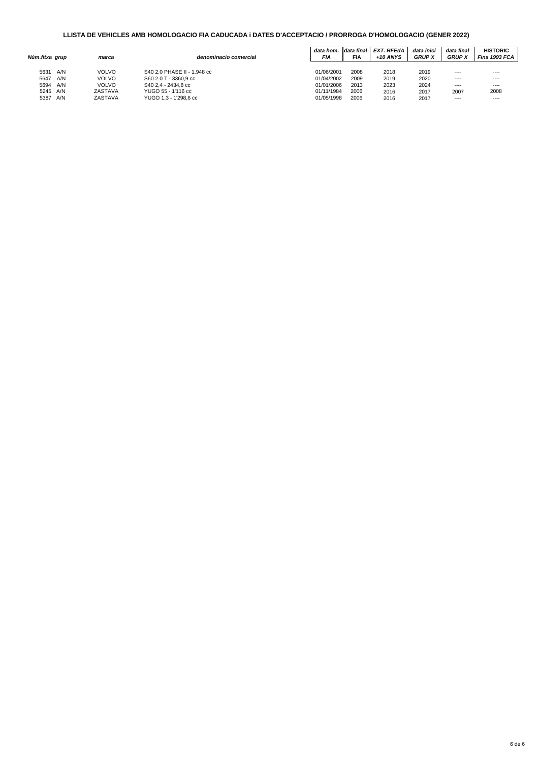**LLISTA DE VEHICLES AMB HOMOLOGACIO FIA CADUCADA i DATES D'ACCEPTACIO / PRORROGA D'HOMOLOGACIO (GENER 2022)**

| *Núm.fitxa* | *grup* | *marca* | *denominacio comercial* | *data hom. FIA* | *data final FIA* | *EXT. RFEdA +10 ANYS* | *data inici GRUP X* | *data final GRUP X* | **HISTORIC** *Fins 1993 FCA* |
|---|---|---|---|---|---|---|---|---|---|
| 5631 | A/N | VOLVO | S40 2.0 PHASE II - 1.948 cc | 01/06/2001 | 2008 | 2018 | 2019 | ---- | ---- |
| 5647 | A/N | VOLVO | S60 2.0 T - 3360,9 cc | 01/04/2002 | 2009 | 2019 | 2020 | ---- | ---- |
| 5694 | A/N | VOLVO | S40 2,4 - 2434,8 cc | 01/01/2006 | 2013 | 2023 | 2024 | ---- | ---- |
| 5245 | A/N | ZASTAVA | YUGO 55 - 1'116 cc | 01/11/1984 | 2006 | 2016 | 2017 | 2007 | 2008 |
| 5387 | A/N | ZASTAVA | YUGO 1,3 - 1'298,6 cc | 01/05/1998 | 2006 | 2016 | 2017 | ---- | ---- |